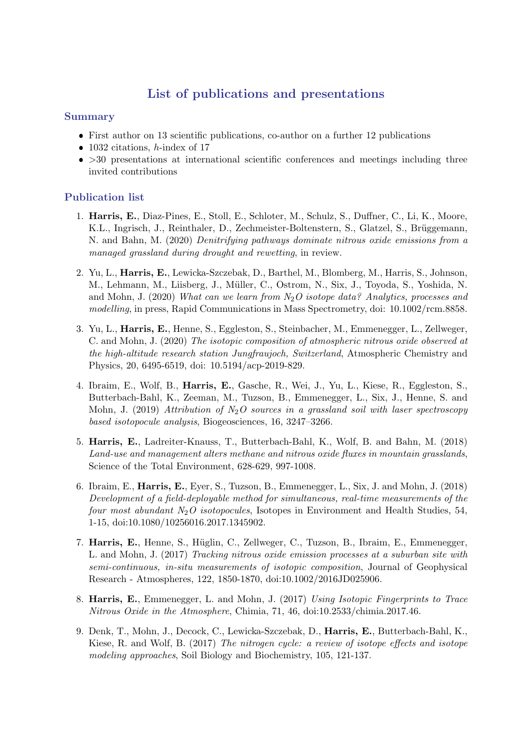# List of publications and presentations

## Summary

- First author on 13 scientific publications, co-author on a further 12 publications
- 1032 citations, *h*-index of 17
- >30 presentations at international scientific conferences and meetings including three invited contributions

## Publication list

1. **Harris, E.**, Diaz-Pines, E., Stoll, E., Schloter, M., Schulz, S., Duffner, C., Li, K., Moore, K.L., Ingrisch, J., Reinthaler, D., Zechmeister-Boltenstern, S., Glatzel, S., Brüggemann, N. and Bahn, M. (2020) *Denitrifying pathways dominate nitrous oxide emissions from a managed grassland during drought and rewetting*, in review.

2. Yu, L., **Harris, E.**, Lewicka-Szczebak, D., Barthel, M., Blomberg, M., Harris, S., Johnson, M., Lehmann, M., Liisberg, J., Müller, C., Ostrom, N., Six, J., Toyoda, S., Yoshida, N. and Mohn, J. (2020) *What can we learn from $N_2O$ isotope data? Analytics, processes and modelling*, in press, Rapid Communications in Mass Spectrometry, doi: 10.1002/rcm.8858.

3. Yu, L., **Harris, E.**, Henne, S., Eggleston, S., Steinbacher, M., Emmenegger, L., Zellweger, C. and Mohn, J. (2020) *The isotopic composition of atmospheric nitrous oxide observed at the high-altitude research station Jungfraujoch, Switzerland*, Atmospheric Chemistry and Physics, 20, 6495-6519, doi: 10.5194/acp-2019-829.

4. Ibraim, E., Wolf, B., **Harris, E.**, Gasche, R., Wei, J., Yu, L., Kiese, R., Eggleston, S., Butterbach-Bahl, K., Zeeman, M., Tuzson, B., Emmenegger, L., Six, J., Henne, S. and Mohn, J. (2019) *Attribution of $N_2O$ sources in a grassland soil with laser spectroscopy based isotopocule analysis*, Biogeosciences, 16, 3247–3266.

5. **Harris, E.**, Ladreiter-Knauss, T., Butterbach-Bahl, K., Wolf, B. and Bahn, M. (2018) *Land-use and management alters methane and nitrous oxide fluxes in mountain grasslands*, Science of the Total Environment, 628-629, 997-1008.

6. Ibraim, E., **Harris, E.**, Eyer, S., Tuzson, B., Emmenegger, L., Six, J. and Mohn, J. (2018) *Development of a field-deployable method for simultaneous, real-time measurements of the four most abundant $N_2O$ isotopocules*, Isotopes in Environment and Health Studies, 54, 1-15, doi:10.1080/10256016.2017.1345902.

7. **Harris, E.**, Henne, S., Hüglin, C., Zellweger, C., Tuzson, B., Ibraim, E., Emmenegger, L. and Mohn, J. (2017) *Tracking nitrous oxide emission processes at a suburban site with semi-continuous, in-situ measurements of isotopic composition*, Journal of Geophysical Research - Atmospheres, 122, 1850-1870, doi:10.1002/2016JD025906.

8. **Harris, E.**, Emmenegger, L. and Mohn, J. (2017) *Using Isotopic Fingerprints to Trace Nitrous Oxide in the Atmosphere*, Chimia, 71, 46, doi:10.2533/chimia.2017.46.

9. Denk, T., Mohn, J., Decock, C., Lewicka-Szczebak, D., **Harris, E.**, Butterbach-Bahl, K., Kiese, R. and Wolf, B. (2017) *The nitrogen cycle: a review of isotope effects and isotope modeling approaches*, Soil Biology and Biochemistry, 105, 121-137.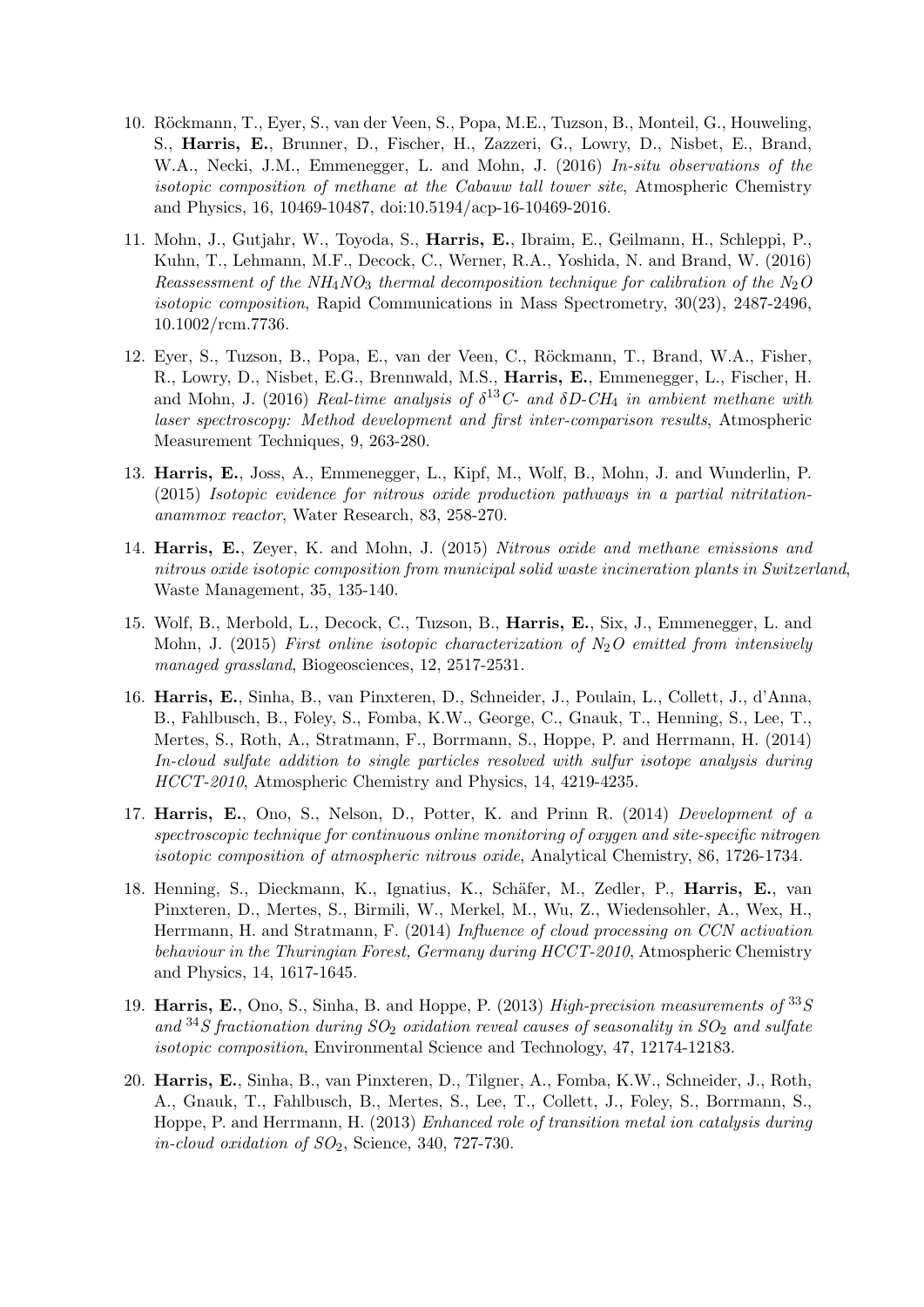10. Röckmann, T., Eyer, S., van der Veen, S., Popa, M.E., Tuzson, B., Monteil, G., Houweling, S., **Harris, E.**, Brunner, D., Fischer, H., Zazzeri, G., Lowry, D., Nisbet, E., Brand, W.A., Necki, J.M., Emmenegger, L. and Mohn, J. (2016) *In-situ observations of the isotopic composition of methane at the Cabauw tall tower site*, Atmospheric Chemistry and Physics, 16, 10469-10487, doi:10.5194/acp-16-10469-2016.

11. Mohn, J., Gutjahr, W., Toyoda, S., **Harris, E.**, Ibraim, E., Geilmann, H., Schleppi, P., Kuhn, T., Lehmann, M.F., Decock, C., Werner, R.A., Yoshida, N. and Brand, W. (2016) *Reassessment of the $NH_4NO_3$ thermal decomposition technique for calibration of the $N_2O$ isotopic composition*, Rapid Communications in Mass Spectrometry, 30(23), 2487-2496, 10.1002/rcm.7736.

12. Eyer, S., Tuzson, B., Popa, E., van der Veen, C., Röckmann, T., Brand, W.A., Fisher, R., Lowry, D., Nisbet, E.G., Brennwald, M.S., **Harris, E.**, Emmenegger, L., Fischer, H. and Mohn, J. (2016) *Real-time analysis of $\delta^{13}C$- and $\delta D$-$CH_4$ in ambient methane with laser spectroscopy: Method development and first inter-comparison results*, Atmospheric Measurement Techniques, 9, 263-280.

13. **Harris, E.**, Joss, A., Emmenegger, L., Kipf, M., Wolf, B., Mohn, J. and Wunderlin, P. (2015) *Isotopic evidence for nitrous oxide production pathways in a partial nitritation-anammox reactor*, Water Research, 83, 258-270.

14. **Harris, E.**, Zeyer, K. and Mohn, J. (2015) *Nitrous oxide and methane emissions and nitrous oxide isotopic composition from municipal solid waste incineration plants in Switzerland*, Waste Management, 35, 135-140.

15. Wolf, B., Merbold, L., Decock, C., Tuzson, B., **Harris, E.**, Six, J., Emmenegger, L. and Mohn, J. (2015) *First online isotopic characterization of $N_2O$ emitted from intensively managed grassland*, Biogeosciences, 12, 2517-2531.

16. **Harris, E.**, Sinha, B., van Pinxteren, D., Schneider, J., Poulain, L., Collett, J., d'Anna, B., Fahlbusch, B., Foley, S., Fomba, K.W., George, C., Gnauk, T., Henning, S., Lee, T., Mertes, S., Roth, A., Stratmann, F., Borrmann, S., Hoppe, P. and Herrmann, H. (2014) *In-cloud sulfate addition to single particles resolved with sulfur isotope analysis during HCCT-2010*, Atmospheric Chemistry and Physics, 14, 4219-4235.

17. **Harris, E.**, Ono, S., Nelson, D., Potter, K. and Prinn R. (2014) *Development of a spectroscopic technique for continuous online monitoring of oxygen and site-specific nitrogen isotopic composition of atmospheric nitrous oxide*, Analytical Chemistry, 86, 1726-1734.

18. Henning, S., Dieckmann, K., Ignatius, K., Schäfer, M., Zedler, P., **Harris, E.**, van Pinxteren, D., Mertes, S., Birmili, W., Merkel, M., Wu, Z., Wiedensohler, A., Wex, H., Herrmann, H. and Stratmann, F. (2014) *Influence of cloud processing on CCN activation behaviour in the Thuringian Forest, Germany during HCCT-2010*, Atmospheric Chemistry and Physics, 14, 1617-1645.

19. **Harris, E.**, Ono, S., Sinha, B. and Hoppe, P. (2013) *High-precision measurements of $^{33}S$ and $^{34}S$ fractionation during $SO_2$ oxidation reveal causes of seasonality in $SO_2$ and sulfate isotopic composition*, Environmental Science and Technology, 47, 12174-12183.

20. **Harris, E.**, Sinha, B., van Pinxteren, D., Tilgner, A., Fomba, K.W., Schneider, J., Roth, A., Gnauk, T., Fahlbusch, B., Mertes, S., Lee, T., Collett, J., Foley, S., Borrmann, S., Hoppe, P. and Herrmann, H. (2013) *Enhanced role of transition metal ion catalysis during in-cloud oxidation of $SO_2$*, Science, 340, 727-730.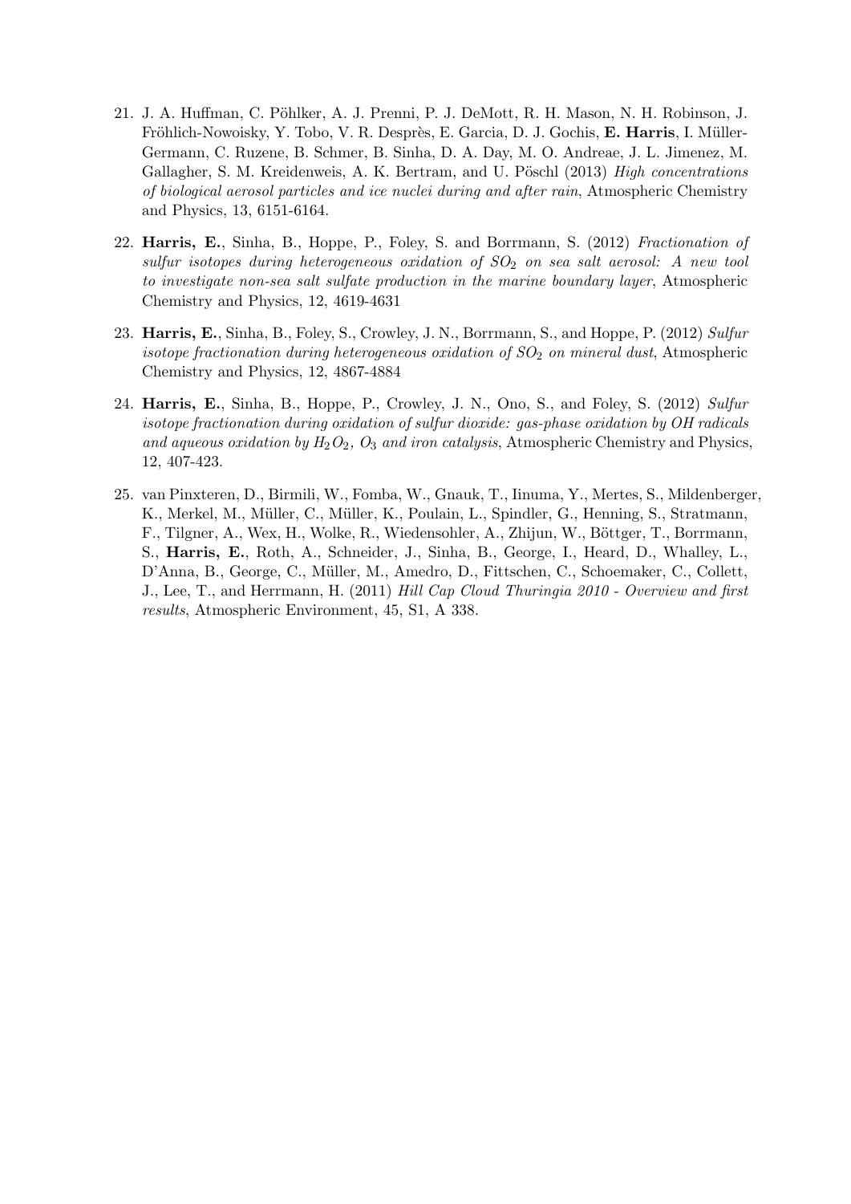21. J. A. Huffman, C. Pöhlker, A. J. Prenni, P. J. DeMott, R. H. Mason, N. H. Robinson, J. Fröhlich-Nowoisky, Y. Tobo, V. R. Desprès, E. Garcia, D. J. Gochis, **E. Harris**, I. Müller-Germann, C. Ruzene, B. Schmer, B. Sinha, D. A. Day, M. O. Andreae, J. L. Jimenez, M. Gallagher, S. M. Kreidenweis, A. K. Bertram, and U. Pöschl (2013) *High concentrations of biological aerosol particles and ice nuclei during and after rain*, Atmospheric Chemistry and Physics, 13, 6151-6164.

22. **Harris, E.**, Sinha, B., Hoppe, P., Foley, S. and Borrmann, S. (2012) *Fractionation of sulfur isotopes during heterogeneous oxidation of $SO_2$ on sea salt aerosol: A new tool to investigate non-sea salt sulfate production in the marine boundary layer*, Atmospheric Chemistry and Physics, 12, 4619-4631

23. **Harris, E.**, Sinha, B., Foley, S., Crowley, J. N., Borrmann, S., and Hoppe, P. (2012) *Sulfur isotope fractionation during heterogeneous oxidation of $SO_2$ on mineral dust*, Atmospheric Chemistry and Physics, 12, 4867-4884

24. **Harris, E.**, Sinha, B., Hoppe, P., Crowley, J. N., Ono, S., and Foley, S. (2012) *Sulfur isotope fractionation during oxidation of sulfur dioxide: gas-phase oxidation by OH radicals and aqueous oxidation by $H_2O_2$, $O_3$ and iron catalysis*, Atmospheric Chemistry and Physics, 12, 407-423.

25. van Pinxteren, D., Birmili, W., Fomba, W., Gnauk, T., Iinuma, Y., Mertes, S., Mildenberger, K., Merkel, M., Müller, C., Müller, K., Poulain, L., Spindler, G., Henning, S., Stratmann, F., Tilgner, A., Wex, H., Wolke, R., Wiedensohler, A., Zhijun, W., Böttger, T., Borrmann, S., **Harris, E.**, Roth, A., Schneider, J., Sinha, B., George, I., Heard, D., Whalley, L., D'Anna, B., George, C., Müller, M., Amedro, D., Fittschen, C., Schoemaker, C., Collett, J., Lee, T., and Herrmann, H. (2011) *Hill Cap Cloud Thuringia 2010 - Overview and first results*, Atmospheric Environment, 45, S1, A 338.